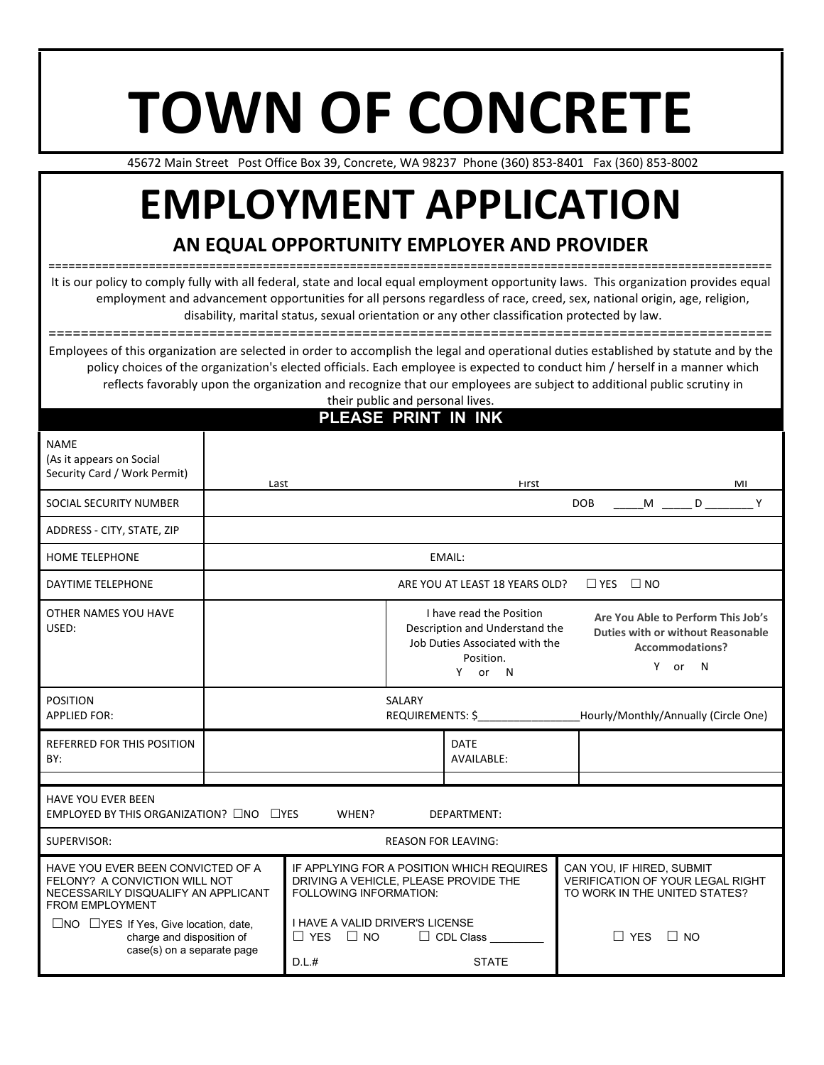# TOWN OF CONCRETE

45672 Main Street Post Office Box 39, Concrete, WA 98237 Phone (360) 853-8401 Fax (360) 853-8002

# EMPLOYMENT APPLICATION

## AN EQUAL OPPORTUNITY EMPLOYER AND PROVIDER

It is our policy to comply fully with all federal, state and local equal employment opportunity laws. This organization provides equal employment and advancement opportunities for all persons regardless of race, creed, sex, national origin, age, religion, disability, marital status, sexual orientation or any other classification protected by law.

Employees of this organization are selected in order to accomplish the legal and operational duties established by statute and by the policy choices of the organization's elected officials. Each employee is expected to conduct him / herself in a manner which reflects favorably upon the organization and recognize that our employees are subject to additional public scrutiny in their public and personal lives.

**PLEASE PRINT IN INK**

| | | | |
|---|---|---|---|
| NAME (As it appears on Social Security Card / Work Permit) | Last | First | MI |
| SOCIAL SECURITY NUMBER | | DOB _____M _____ D ________ Y | |
| ADDRESS - CITY, STATE, ZIP | | | |
| HOME TELEPHONE | EMAIL: | | |
| DAYTIME TELEPHONE | ARE YOU AT LEAST 18 YEARS OLD? ☐ YES ☐ NO | | |
| OTHER NAMES YOU HAVE USED: | | I have read the Position Description and Understand the Job Duties Associated with the Position. Y or N | **Are You Able to Perform This Job's Duties with or without Reasonable Accommodations?** Y or N |
| POSITION APPLIED FOR: | SALARY REQUIREMENTS: $________________Hourly/Monthly/Annually (Circle One) | | |
| REFERRED FOR THIS POSITION BY: | | DATE AVAILABLE: | |

| | | | |
|---|---|---|---|
| HAVE YOU EVER BEEN EMPLOYED BY THIS ORGANIZATION? ☐NO ☐YES | WHEN? | DEPARTMENT: | |
| SUPERVISOR: | | REASON FOR LEAVING: | |

| | | |
|---|---|---|
| HAVE YOU EVER BEEN CONVICTED OF A FELONY? A CONVICTION WILL NOT NECESSARILY DISQUALIFY AN APPLICANT FROM EMPLOYMENT<br>☐NO ☐YES If Yes, Give location, date, charge and disposition of case(s) on a separate page | IF APPLYING FOR A POSITION WHICH REQUIRES DRIVING A VEHICLE, PLEASE PROVIDE THE FOLLOWING INFORMATION:<br>I HAVE A VALID DRIVER'S LICENSE<br>☐ YES ☐ NO ☐ CDL Class ________<br>D.L.# STATE | CAN YOU, IF HIRED, SUBMIT VERIFICATION OF YOUR LEGAL RIGHT TO WORK IN THE UNITED STATES?<br>☐ YES ☐ NO |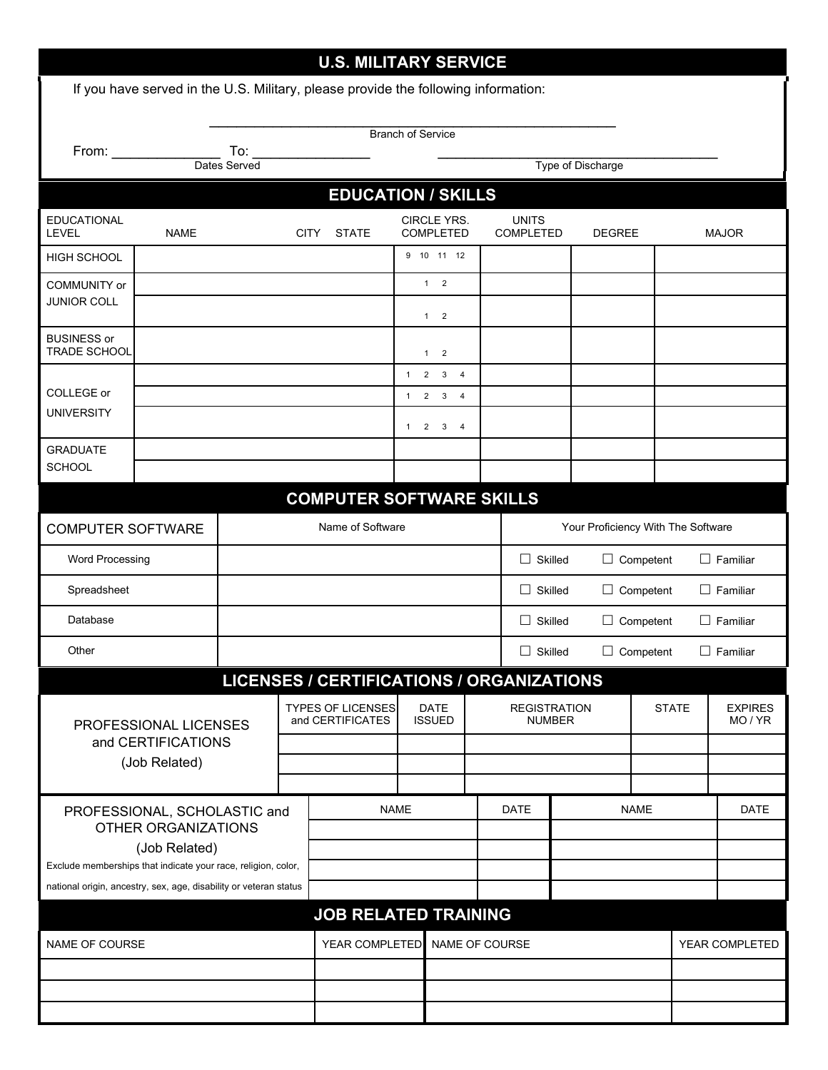## U.S. MILITARY SERVICE

If you have served in the U.S. Military, please provide the following information:

\_\_\_\_\_\_\_\_\_\_\_\_\_\_\_\_\_\_\_\_\_\_\_\_\_\_\_\_\_\_\_\_\_\_\_\_\_\_\_\_\_\_\_\_\_\_\_\_\_\_\_\_

Branch of Service

From: \_\_\_\_\_\_\_\_\_\_\_\_\_\_ To: \_\_\_\_\_\_\_\_\_\_\_\_\_\_\_ &nbsp;&nbsp;&nbsp; \_\_\_\_\_\_\_\_\_\_\_\_\_\_\_\_\_\_\_\_\_\_\_\_\_\_\_\_\_\_\_\_\_\_\_\_\_\_

Dates Served &nbsp;&nbsp;&nbsp; Type of Discharge

## EDUCATION / SKILLS

| EDUCATIONAL LEVEL | NAME CITY STATE | CIRCLE YRS. COMPLETED | UNITS COMPLETED | DEGREE | MAJOR |
|---|---|---|---|---|---|
| HIGH SCHOOL | | 9 10 11 12 | | | |
| COMMUNITY or JUNIOR COLL | | 1 2 | | | |
| | | 1 2 | | | |
| BUSINESS or TRADE SCHOOL | | 1 2 | | | |
| COLLEGE or UNIVERSITY | | 1 2 3 4 | | | |
| | | 1 2 3 4 | | | |
| | | 1 2 3 4 | | | |
| GRADUATE SCHOOL | | | | | |
| | | | | | |

## COMPUTER SOFTWARE SKILLS

| COMPUTER SOFTWARE | Name of Software | Your Proficiency With The Software |
|---|---|---|
| Word Processing | | ☐ Skilled ☐ Competent ☐ Familiar |
| Spreadsheet | | ☐ Skilled ☐ Competent ☐ Familiar |
| Database | | ☐ Skilled ☐ Competent ☐ Familiar |
| Other | | ☐ Skilled ☐ Competent ☐ Familiar |

## LICENSES / CERTIFICATIONS / ORGANIZATIONS

| PROFESSIONAL LICENSES and CERTIFICATIONS (Job Related) | TYPES OF LICENSES and CERTIFICATES | DATE ISSUED | REGISTRATION NUMBER | STATE | EXPIRES MO / YR |
|---|---|---|---|---|---|
| | | | | | |
| | | | | | |
| | | | | | |

| PROFESSIONAL, SCHOLASTIC and OTHER ORGANIZATIONS (Job Related) Exclude memberships that indicate your race, religion, color, national origin, ancestry, sex, age, disability or veteran status | NAME | DATE | NAME | DATE |
|---|---|---|---|---|
| | | | | |
| | | | | |
| | | | | |
| | | | | |

## JOB RELATED TRAINING

| NAME OF COURSE | YEAR COMPLETED | NAME OF COURSE | YEAR COMPLETED |
|---|---|---|---|
| | | | |
| | | | |
| | | | |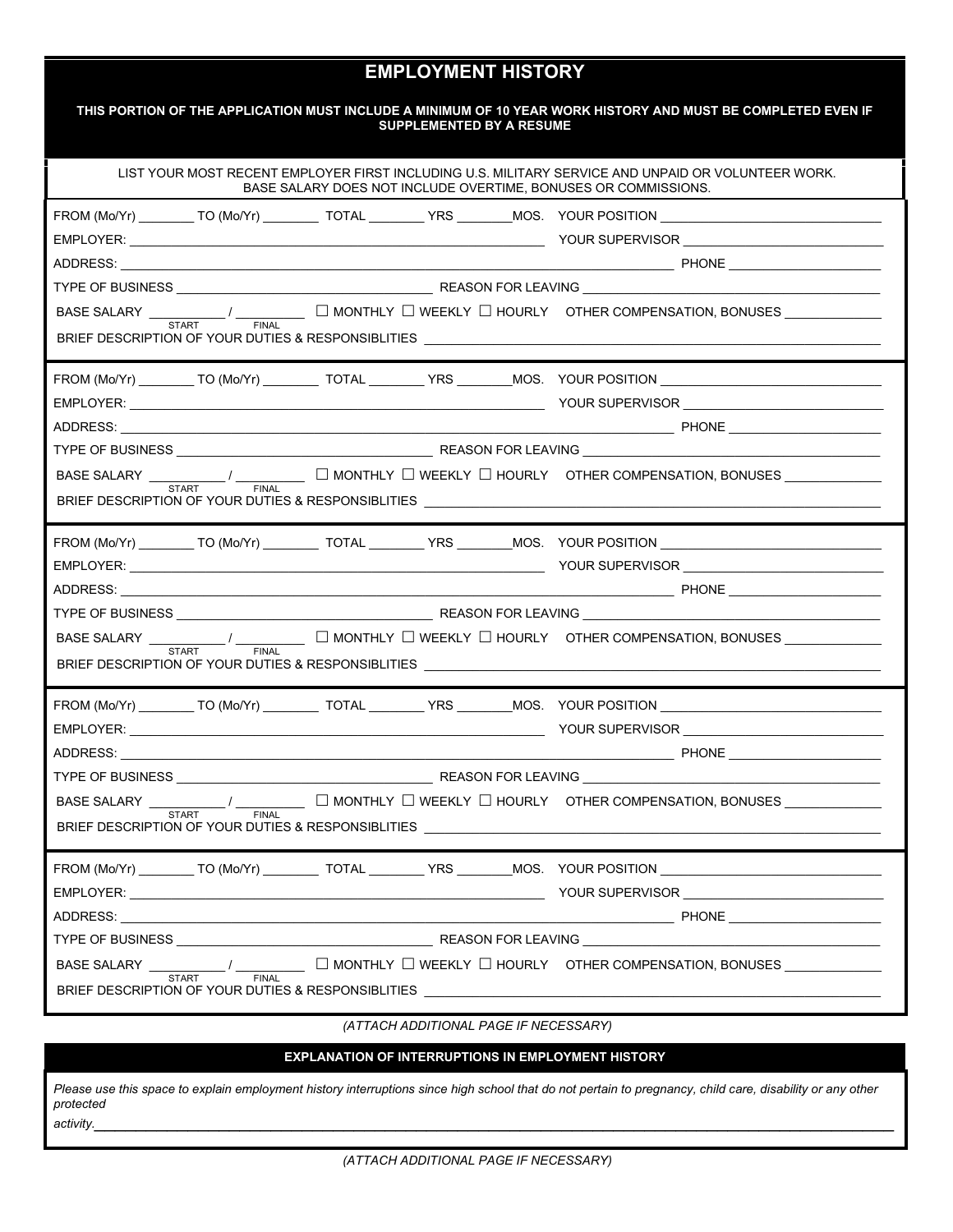## EMPLOYMENT HISTORY

**THIS PORTION OF THE APPLICATION MUST INCLUDE A MINIMUM OF 10 YEAR WORK HISTORY AND MUST BE COMPLETED EVEN IF SUPPLEMENTED BY A RESUME**

LIST YOUR MOST RECENT EMPLOYER FIRST INCLUDING U.S. MILITARY SERVICE AND UNPAID OR VOLUNTEER WORK.
BASE SALARY DOES NOT INCLUDE OVERTIME, BONUSES OR COMMISSIONS.

FROM (Mo/Yr) ________ TO (Mo/Yr) ________ TOTAL ________ YRS ________MOS. YOUR POSITION ______________________________

EMPLOYER: ____________________________________________________________ YOUR SUPERVISOR ____________________________

ADDRESS: ______________________________________________________________________________ PHONE ______________________

TYPE OF BUSINESS ____________________________________ REASON FOR LEAVING __________________________________________

BASE SALARY __________ / __________ (START / FINAL) ☐ MONTHLY ☐ WEEKLY ☐ HOURLY OTHER COMPENSATION, BONUSES _____________

BRIEF DESCRIPTION OF YOUR DUTIES & RESPONSIBLITIES ______________________________________________________________

---

FROM (Mo/Yr) ________ TO (Mo/Yr) ________ TOTAL ________ YRS ________MOS. YOUR POSITION ______________________________

EMPLOYER: ____________________________________________________________ YOUR SUPERVISOR ____________________________

ADDRESS: ______________________________________________________________________________ PHONE ______________________

TYPE OF BUSINESS ____________________________________ REASON FOR LEAVING __________________________________________

BASE SALARY __________ / __________ (START / FINAL) ☐ MONTHLY ☐ WEEKLY ☐ HOURLY OTHER COMPENSATION, BONUSES _____________

BRIEF DESCRIPTION OF YOUR DUTIES & RESPONSIBLITIES ______________________________________________________________

---

FROM (Mo/Yr) ________ TO (Mo/Yr) ________ TOTAL ________ YRS ________MOS. YOUR POSITION ______________________________

EMPLOYER: ____________________________________________________________ YOUR SUPERVISOR ____________________________

ADDRESS: ______________________________________________________________________________ PHONE ______________________

TYPE OF BUSINESS ____________________________________ REASON FOR LEAVING __________________________________________

BASE SALARY __________ / __________ (START / FINAL) ☐ MONTHLY ☐ WEEKLY ☐ HOURLY OTHER COMPENSATION, BONUSES _____________

BRIEF DESCRIPTION OF YOUR DUTIES & RESPONSIBLITIES ______________________________________________________________

---

FROM (Mo/Yr) ________ TO (Mo/Yr) ________ TOTAL ________ YRS ________MOS. YOUR POSITION ______________________________

EMPLOYER: ____________________________________________________________ YOUR SUPERVISOR ____________________________

ADDRESS: ______________________________________________________________________________ PHONE ______________________

TYPE OF BUSINESS ____________________________________ REASON FOR LEAVING __________________________________________

BASE SALARY __________ / __________ (START / FINAL) ☐ MONTHLY ☐ WEEKLY ☐ HOURLY OTHER COMPENSATION, BONUSES _____________

BRIEF DESCRIPTION OF YOUR DUTIES & RESPONSIBLITIES ______________________________________________________________

---

FROM (Mo/Yr) ________ TO (Mo/Yr) ________ TOTAL ________ YRS ________MOS. YOUR POSITION ______________________________

EMPLOYER: ____________________________________________________________ YOUR SUPERVISOR ____________________________

ADDRESS: ______________________________________________________________________________ PHONE ______________________

TYPE OF BUSINESS ____________________________________ REASON FOR LEAVING __________________________________________

BASE SALARY __________ / __________ (START / FINAL) ☐ MONTHLY ☐ WEEKLY ☐ HOURLY OTHER COMPENSATION, BONUSES _____________

BRIEF DESCRIPTION OF YOUR DUTIES & RESPONSIBLITIES ______________________________________________________________

*(ATTACH ADDITIONAL PAGE IF NECESSARY)*

### EXPLANATION OF INTERRUPTIONS IN EMPLOYMENT HISTORY

*Please use this space to explain employment history interruptions since high school that do not pertain to pregnancy, child care, disability or any other protected activity.*_______________________________________________________________________________

*(ATTACH ADDITIONAL PAGE IF NECESSARY)*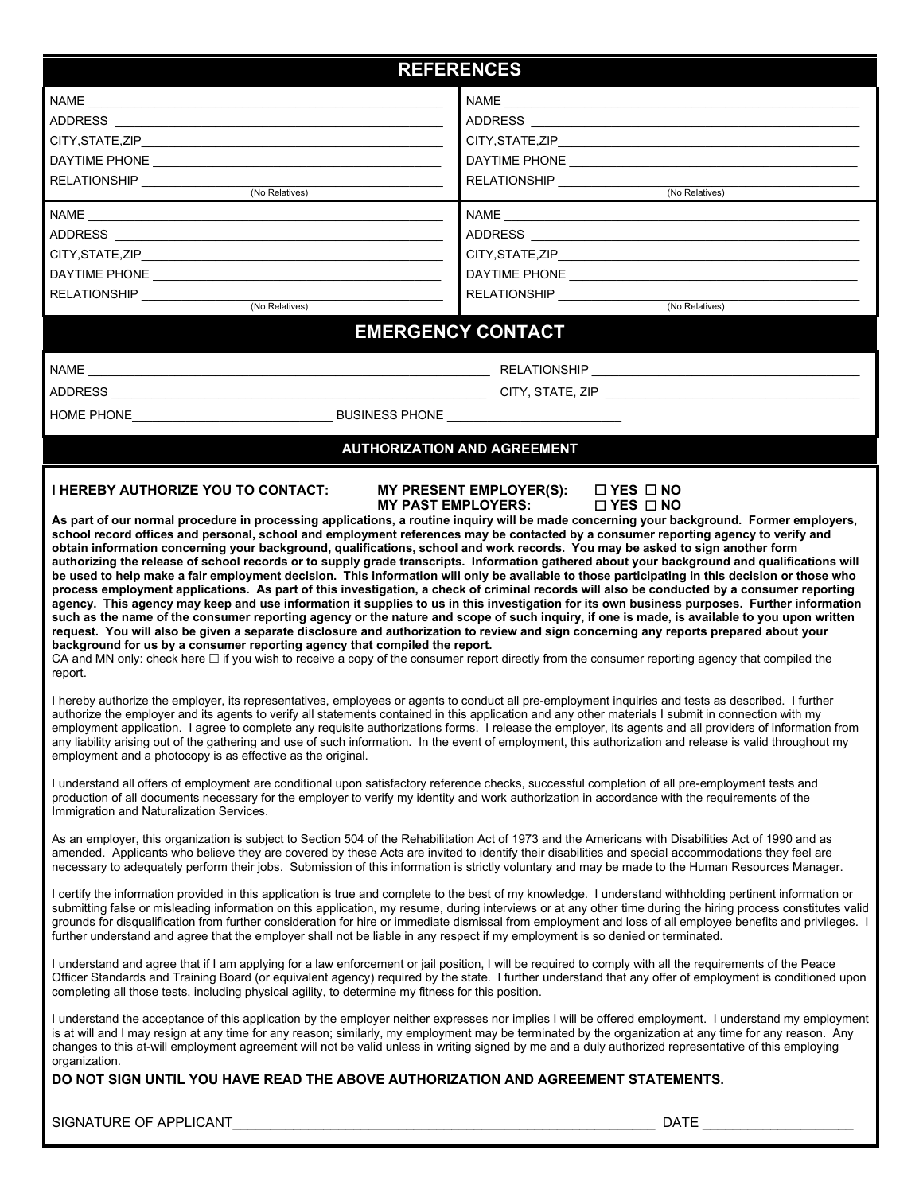## REFERENCES

| | |
|---|---|
| NAME ______________________ | NAME ______________________ |
| ADDRESS ______________________ | ADDRESS ______________________ |
| CITY,STATE,ZIP ______________________ | CITY,STATE,ZIP ______________________ |
| DAYTIME PHONE ______________________ | DAYTIME PHONE ______________________ |
| RELATIONSHIP ______________________ (No Relatives) | RELATIONSHIP ______________________ (No Relatives) |
| NAME ______________________ | NAME ______________________ |
| ADDRESS ______________________ | ADDRESS ______________________ |
| CITY,STATE,ZIP ______________________ | CITY,STATE,ZIP ______________________ |
| DAYTIME PHONE ______________________ | DAYTIME PHONE ______________________ |
| RELATIONSHIP ______________________ (No Relatives) | RELATIONSHIP ______________________ (No Relatives) |

## EMERGENCY CONTACT

NAME ______________________ RELATIONSHIP ______________________

ADDRESS ______________________ CITY, STATE, ZIP ______________________

HOME PHONE ______________________ BUSINESS PHONE ______________________

### AUTHORIZATION AND AGREEMENT

**I HEREBY AUTHORIZE YOU TO CONTACT: MY PRESENT EMPLOYER(S): ☐ YES ☐ NO**
**MY PAST EMPLOYERS: ☐ YES ☐ NO**

**As part of our normal procedure in processing applications, a routine inquiry will be made concerning your background. Former employers, school record offices and personal, school and employment references may be contacted by a consumer reporting agency to verify and obtain information concerning your background, qualifications, school and work records. You may be asked to sign another form authorizing the release of school records or to supply grade transcripts. Information gathered about your background and qualifications will be used to help make a fair employment decision. This information will only be available to those participating in this decision or those who process employment applications. As part of this investigation, a check of criminal records will also be conducted by a consumer reporting agency. This agency may keep and use information it supplies to us in this investigation for its own business purposes. Further information such as the name of the consumer reporting agency or the nature and scope of such inquiry, if one is made, is available to you upon written request. You will also be given a separate disclosure and authorization to review and sign concerning any reports prepared about your background for us by a consumer reporting agency that compiled the report.**

CA and MN only: check here ☐ if you wish to receive a copy of the consumer report directly from the consumer reporting agency that compiled the report.

I hereby authorize the employer, its representatives, employees or agents to conduct all pre-employment inquiries and tests as described. I further authorize the employer and its agents to verify all statements contained in this application and any other materials I submit in connection with my employment application. I agree to complete any requisite authorizations forms. I release the employer, its agents and all providers of information from any liability arising out of the gathering and use of such information. In the event of employment, this authorization and release is valid throughout my employment and a photocopy is as effective as the original.

I understand all offers of employment are conditional upon satisfactory reference checks, successful completion of all pre-employment tests and production of all documents necessary for the employer to verify my identity and work authorization in accordance with the requirements of the Immigration and Naturalization Services.

As an employer, this organization is subject to Section 504 of the Rehabilitation Act of 1973 and the Americans with Disabilities Act of 1990 and as amended. Applicants who believe they are covered by these Acts are invited to identify their disabilities and special accommodations they feel are necessary to adequately perform their jobs. Submission of this information is strictly voluntary and may be made to the Human Resources Manager.

I certify the information provided in this application is true and complete to the best of my knowledge. I understand withholding pertinent information or submitting false or misleading information on this application, my resume, during interviews or at any other time during the hiring process constitutes valid grounds for disqualification from further consideration for hire or immediate dismissal from employment and loss of all employee benefits and privileges. I further understand and agree that the employer shall not be liable in any respect if my employment is so denied or terminated.

I understand and agree that if I am applying for a law enforcement or jail position, I will be required to comply with all the requirements of the Peace Officer Standards and Training Board (or equivalent agency) required by the state. I further understand that any offer of employment is conditioned upon completing all those tests, including physical agility, to determine my fitness for this position.

I understand the acceptance of this application by the employer neither expresses nor implies I will be offered employment. I understand my employment is at will and I may resign at any time for any reason; similarly, my employment may be terminated by the organization at any time for any reason. Any changes to this at-will employment agreement will not be valid unless in writing signed by me and a duly authorized representative of this employing organization.

**DO NOT SIGN UNTIL YOU HAVE READ THE ABOVE AUTHORIZATION AND AGREEMENT STATEMENTS.**

SIGNATURE OF APPLICANT ______________________ DATE ______________________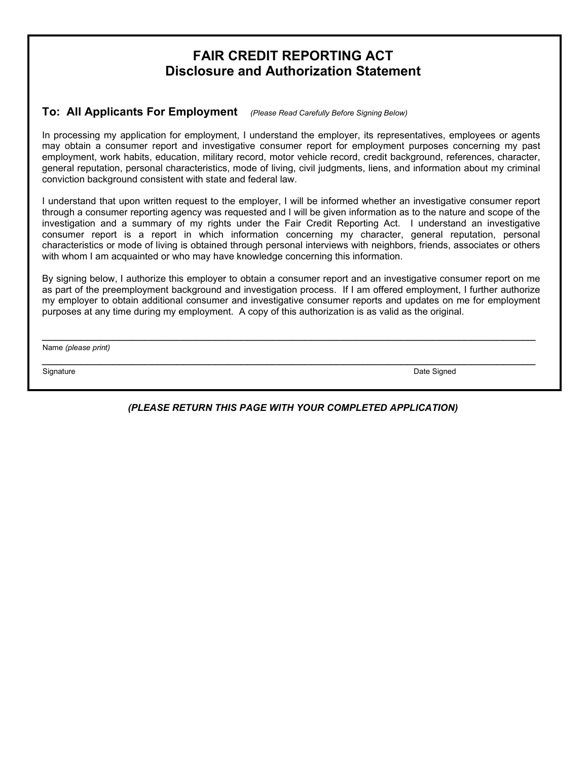# FAIR CREDIT REPORTING ACT
# Disclosure and Authorization Statement

## To: All Applicants For Employment *(Please Read Carefully Before Signing Below)*

In processing my application for employment, I understand the employer, its representatives, employees or agents may obtain a consumer report and investigative consumer report for employment purposes concerning my past employment, work habits, education, military record, motor vehicle record, credit background, references, character, general reputation, personal characteristics, mode of living, civil judgments, liens, and information about my criminal conviction background consistent with state and federal law.

I understand that upon written request to the employer, I will be informed whether an investigative consumer report through a consumer reporting agency was requested and I will be given information as to the nature and scope of the investigation and a summary of my rights under the Fair Credit Reporting Act. I understand an investigative consumer report is a report in which information concerning my character, general reputation, personal characteristics or mode of living is obtained through personal interviews with neighbors, friends, associates or others with whom I am acquainted or who may have knowledge concerning this information.

By signing below, I authorize this employer to obtain a consumer report and an investigative consumer report on me as part of the preemployment background and investigation process. If I am offered employment, I further authorize my employer to obtain additional consumer and investigative consumer reports and updates on me for employment purposes at any time during my employment. A copy of this authorization is as valid as the original.

_______________________________________________

Name *(please print)*

_______________________________________________

Signature                                                                                   Date Signed

***(PLEASE RETURN THIS PAGE WITH YOUR COMPLETED APPLICATION)***